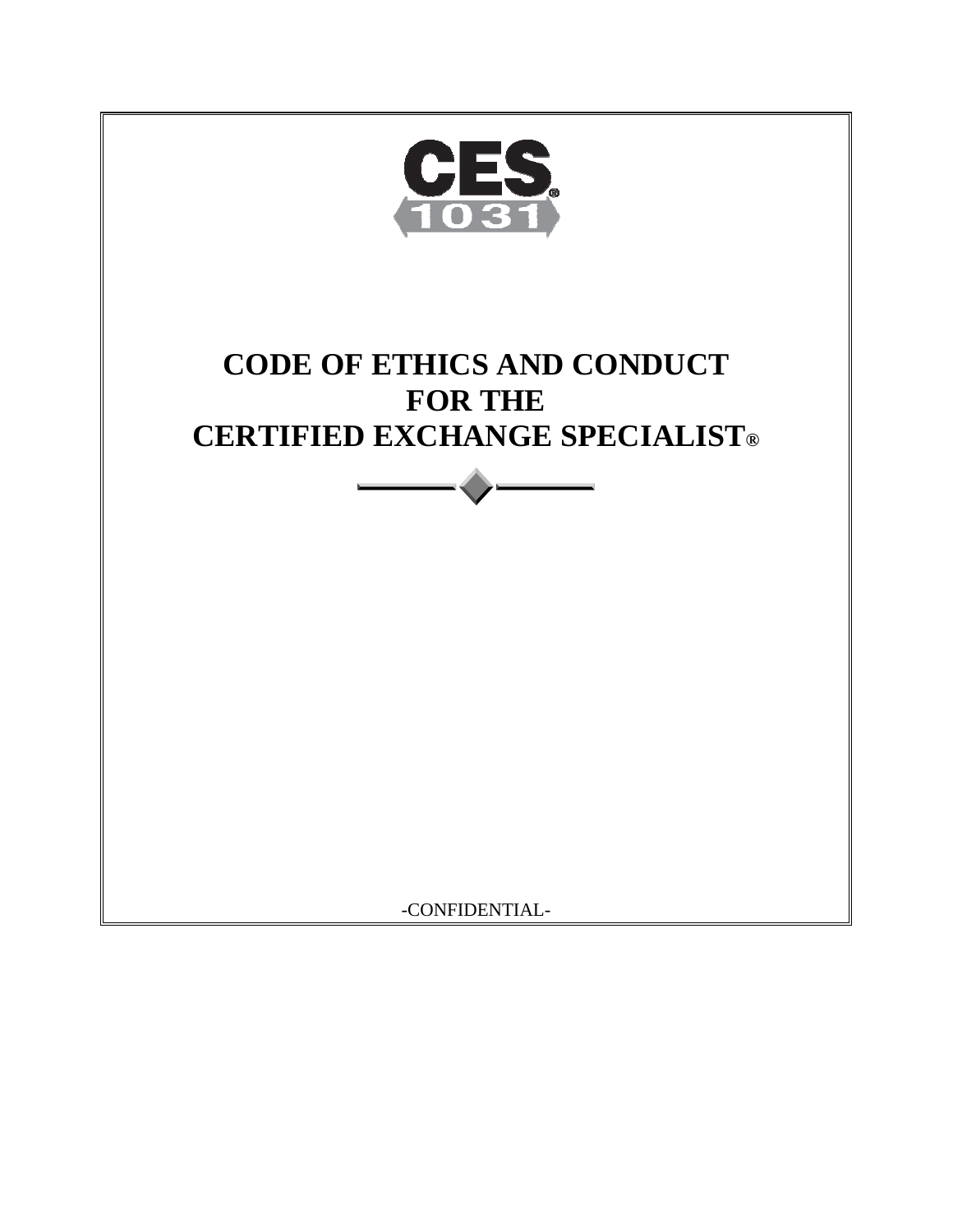CES®
1031

# CODE OF ETHICS AND CONDUCT FOR THE CERTIFIED EXCHANGE SPECIALIST®

-CONFIDENTIAL-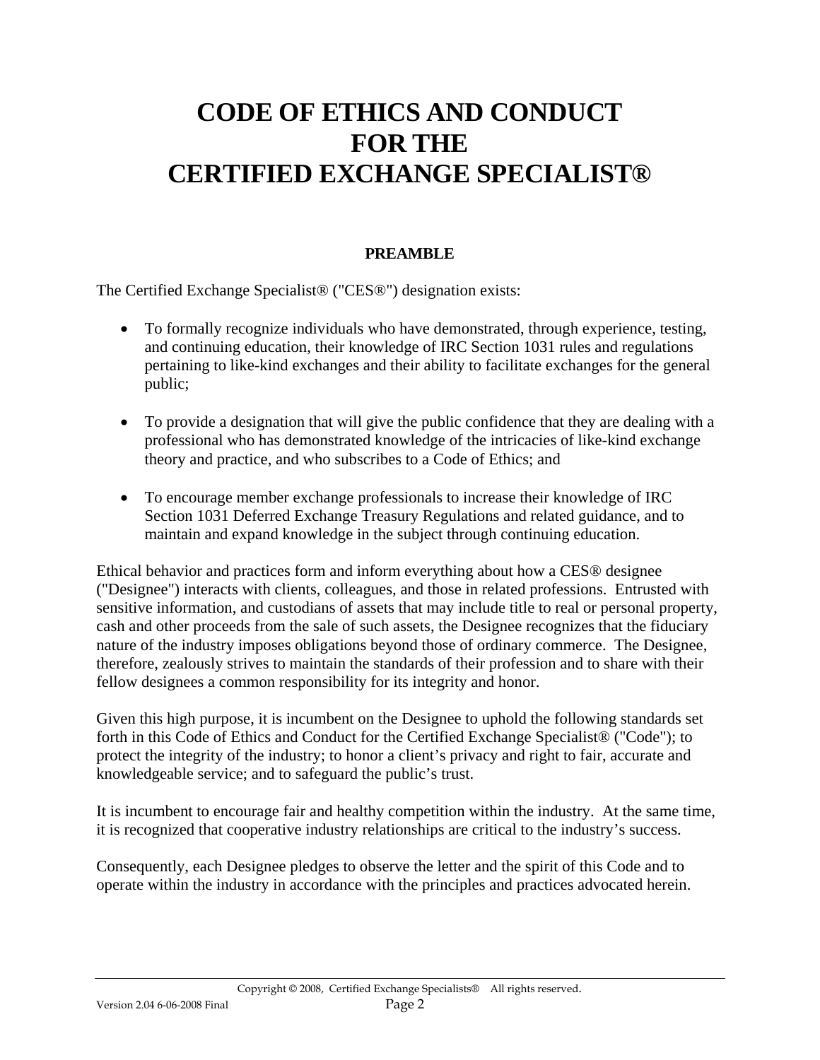# CODE OF ETHICS AND CONDUCT FOR THE CERTIFIED EXCHANGE SPECIALIST®

## PREAMBLE

The Certified Exchange Specialist® ("CES®") designation exists:

- To formally recognize individuals who have demonstrated, through experience, testing, and continuing education, their knowledge of IRC Section 1031 rules and regulations pertaining to like-kind exchanges and their ability to facilitate exchanges for the general public;

- To provide a designation that will give the public confidence that they are dealing with a professional who has demonstrated knowledge of the intricacies of like-kind exchange theory and practice, and who subscribes to a Code of Ethics; and

- To encourage member exchange professionals to increase their knowledge of IRC Section 1031 Deferred Exchange Treasury Regulations and related guidance, and to maintain and expand knowledge in the subject through continuing education.

Ethical behavior and practices form and inform everything about how a CES® designee ("Designee") interacts with clients, colleagues, and those in related professions. Entrusted with sensitive information, and custodians of assets that may include title to real or personal property, cash and other proceeds from the sale of such assets, the Designee recognizes that the fiduciary nature of the industry imposes obligations beyond those of ordinary commerce. The Designee, therefore, zealously strives to maintain the standards of their profession and to share with their fellow designees a common responsibility for its integrity and honor.

Given this high purpose, it is incumbent on the Designee to uphold the following standards set forth in this Code of Ethics and Conduct for the Certified Exchange Specialist® ("Code"); to protect the integrity of the industry; to honor a client's privacy and right to fair, accurate and knowledgeable service; and to safeguard the public's trust.

It is incumbent to encourage fair and healthy competition within the industry. At the same time, it is recognized that cooperative industry relationships are critical to the industry's success.

Consequently, each Designee pledges to observe the letter and the spirit of this Code and to operate within the industry in accordance with the principles and practices advocated herein.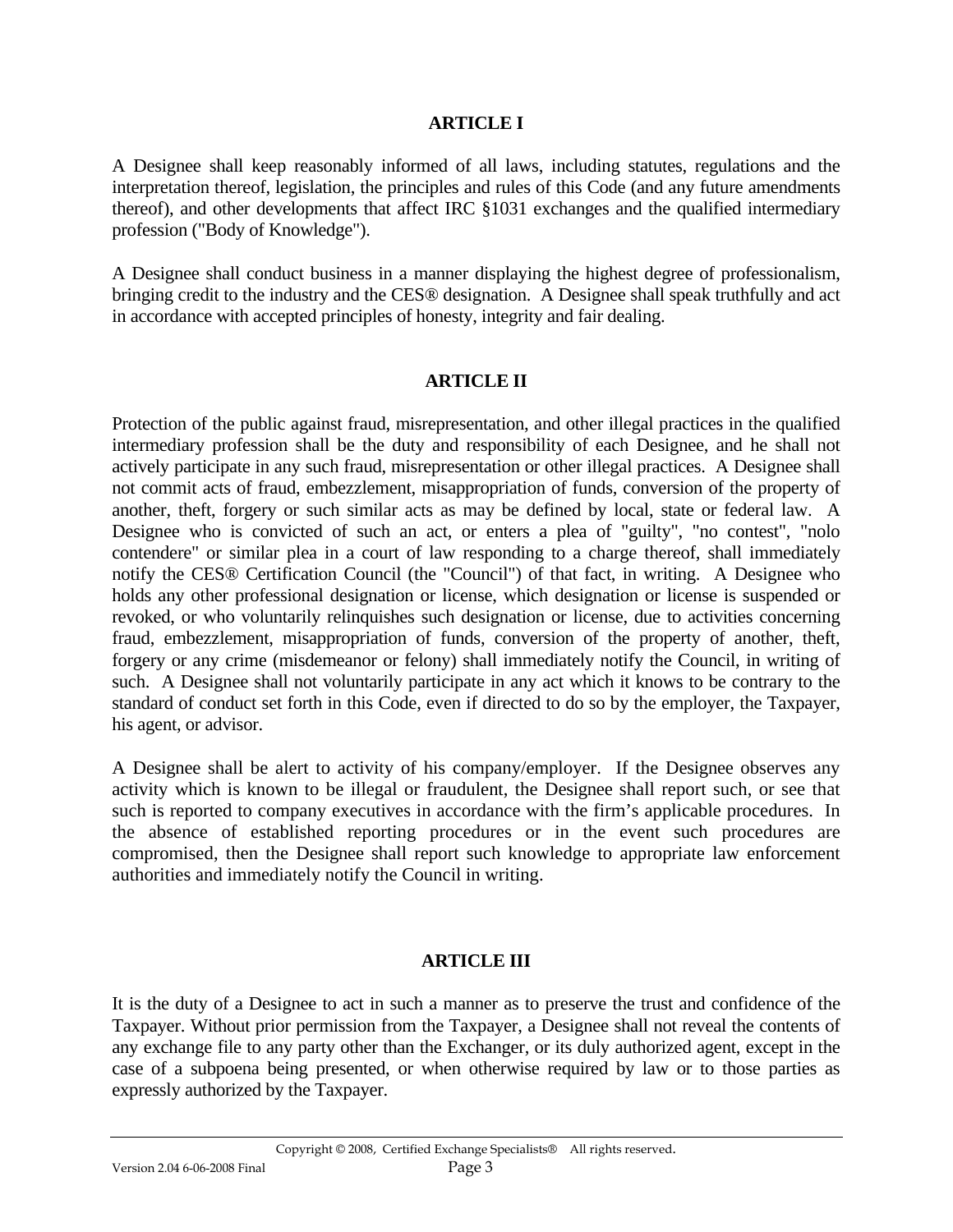## ARTICLE I

A Designee shall keep reasonably informed of all laws, including statutes, regulations and the interpretation thereof, legislation, the principles and rules of this Code (and any future amendments thereof), and other developments that affect IRC §1031 exchanges and the qualified intermediary profession ("Body of Knowledge").

A Designee shall conduct business in a manner displaying the highest degree of professionalism, bringing credit to the industry and the CES® designation. A Designee shall speak truthfully and act in accordance with accepted principles of honesty, integrity and fair dealing.

## ARTICLE II

Protection of the public against fraud, misrepresentation, and other illegal practices in the qualified intermediary profession shall be the duty and responsibility of each Designee, and he shall not actively participate in any such fraud, misrepresentation or other illegal practices. A Designee shall not commit acts of fraud, embezzlement, misappropriation of funds, conversion of the property of another, theft, forgery or such similar acts as may be defined by local, state or federal law. A Designee who is convicted of such an act, or enters a plea of "guilty", "no contest", "nolo contendere" or similar plea in a court of law responding to a charge thereof, shall immediately notify the CES® Certification Council (the "Council") of that fact, in writing. A Designee who holds any other professional designation or license, which designation or license is suspended or revoked, or who voluntarily relinquishes such designation or license, due to activities concerning fraud, embezzlement, misappropriation of funds, conversion of the property of another, theft, forgery or any crime (misdemeanor or felony) shall immediately notify the Council, in writing of such. A Designee shall not voluntarily participate in any act which it knows to be contrary to the standard of conduct set forth in this Code, even if directed to do so by the employer, the Taxpayer, his agent, or advisor.

A Designee shall be alert to activity of his company/employer. If the Designee observes any activity which is known to be illegal or fraudulent, the Designee shall report such, or see that such is reported to company executives in accordance with the firm's applicable procedures. In the absence of established reporting procedures or in the event such procedures are compromised, then the Designee shall report such knowledge to appropriate law enforcement authorities and immediately notify the Council in writing.

## ARTICLE III

It is the duty of a Designee to act in such a manner as to preserve the trust and confidence of the Taxpayer. Without prior permission from the Taxpayer, a Designee shall not reveal the contents of any exchange file to any party other than the Exchanger, or its duly authorized agent, except in the case of a subpoena being presented, or when otherwise required by law or to those parties as expressly authorized by the Taxpayer.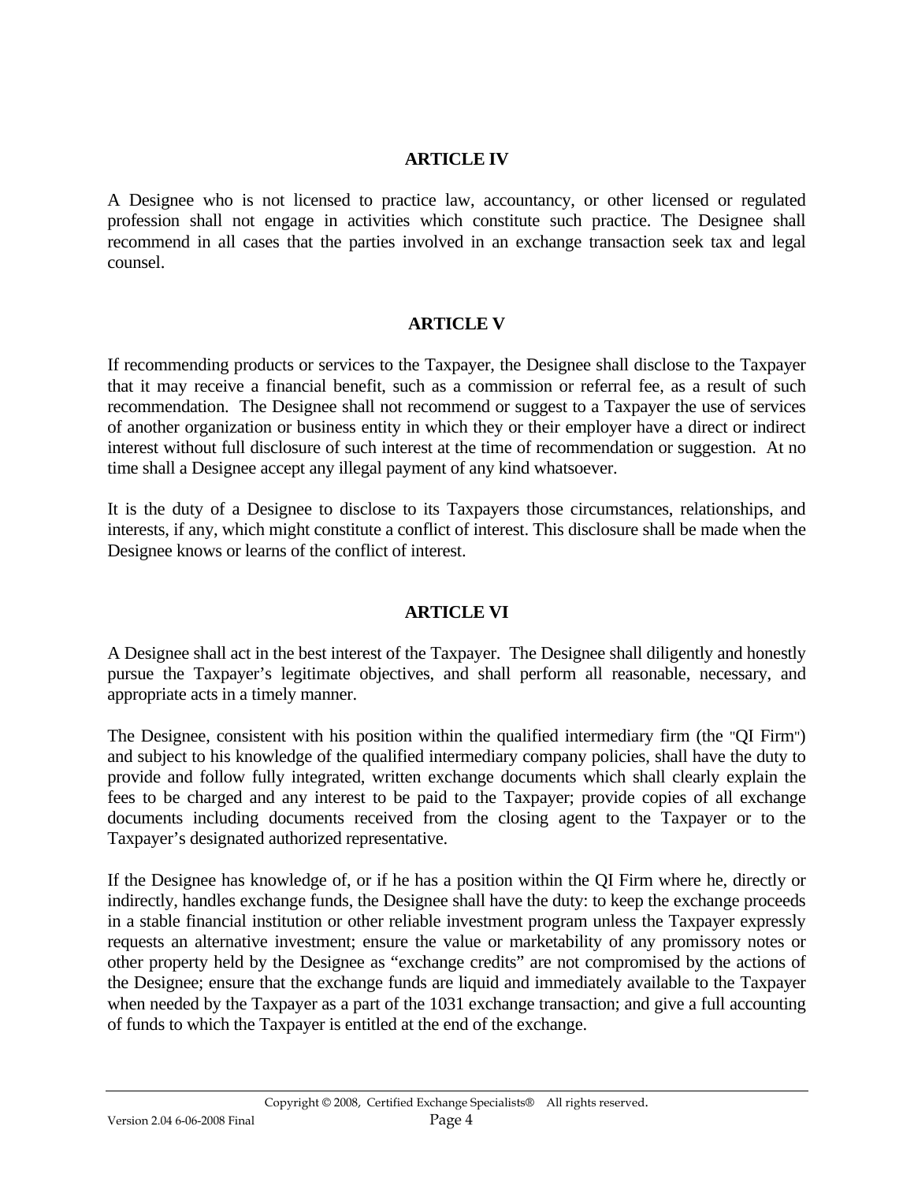## ARTICLE IV

A Designee who is not licensed to practice law, accountancy, or other licensed or regulated profession shall not engage in activities which constitute such practice. The Designee shall recommend in all cases that the parties involved in an exchange transaction seek tax and legal counsel.

## ARTICLE V

If recommending products or services to the Taxpayer, the Designee shall disclose to the Taxpayer that it may receive a financial benefit, such as a commission or referral fee, as a result of such recommendation. The Designee shall not recommend or suggest to a Taxpayer the use of services of another organization or business entity in which they or their employer have a direct or indirect interest without full disclosure of such interest at the time of recommendation or suggestion. At no time shall a Designee accept any illegal payment of any kind whatsoever.

It is the duty of a Designee to disclose to its Taxpayers those circumstances, relationships, and interests, if any, which might constitute a conflict of interest. This disclosure shall be made when the Designee knows or learns of the conflict of interest.

## ARTICLE VI

A Designee shall act in the best interest of the Taxpayer. The Designee shall diligently and honestly pursue the Taxpayer's legitimate objectives, and shall perform all reasonable, necessary, and appropriate acts in a timely manner.

The Designee, consistent with his position within the qualified intermediary firm (the "QI Firm") and subject to his knowledge of the qualified intermediary company policies, shall have the duty to provide and follow fully integrated, written exchange documents which shall clearly explain the fees to be charged and any interest to be paid to the Taxpayer; provide copies of all exchange documents including documents received from the closing agent to the Taxpayer or to the Taxpayer's designated authorized representative.

If the Designee has knowledge of, or if he has a position within the QI Firm where he, directly or indirectly, handles exchange funds, the Designee shall have the duty: to keep the exchange proceeds in a stable financial institution or other reliable investment program unless the Taxpayer expressly requests an alternative investment; ensure the value or marketability of any promissory notes or other property held by the Designee as "exchange credits" are not compromised by the actions of the Designee; ensure that the exchange funds are liquid and immediately available to the Taxpayer when needed by the Taxpayer as a part of the 1031 exchange transaction; and give a full accounting of funds to which the Taxpayer is entitled at the end of the exchange.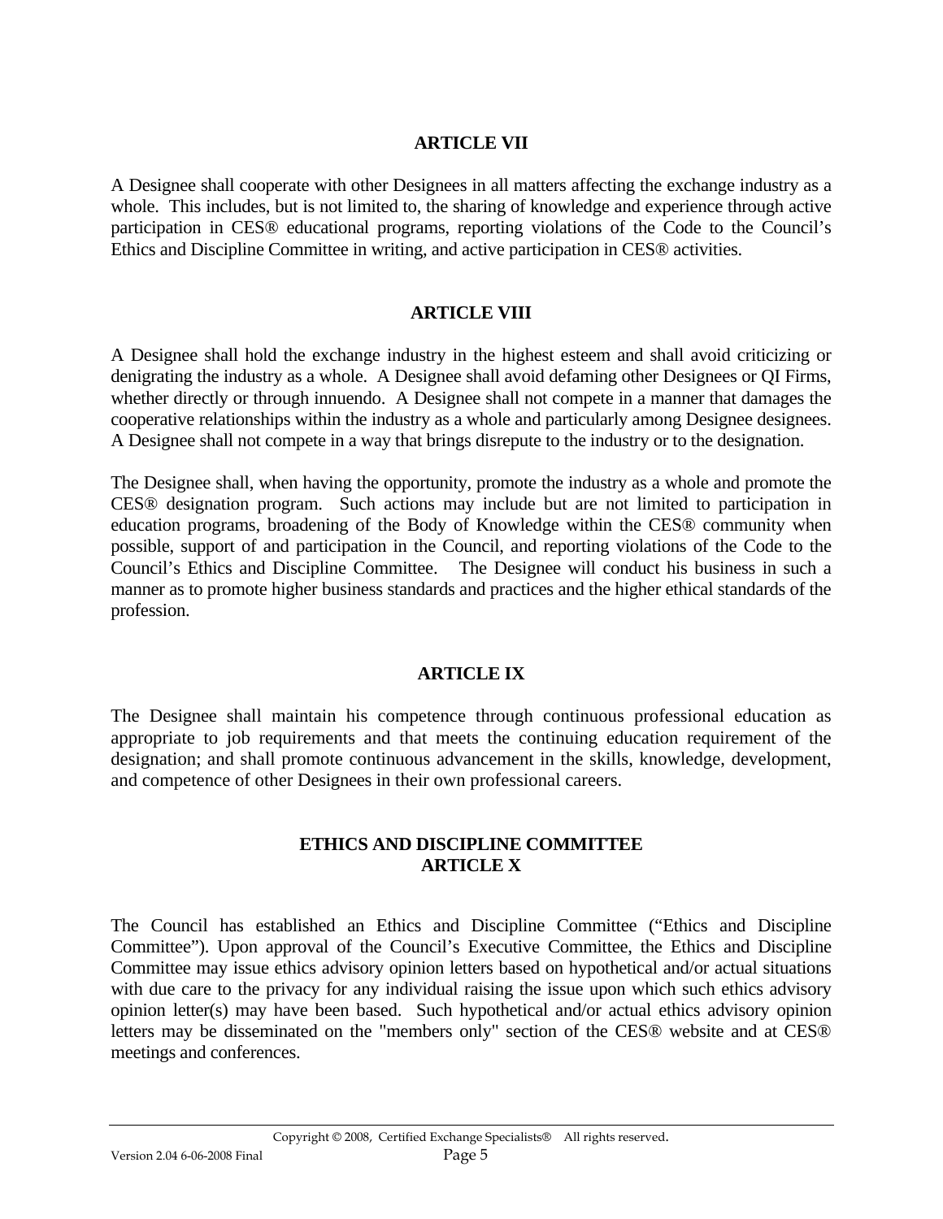## ARTICLE VII

A Designee shall cooperate with other Designees in all matters affecting the exchange industry as a whole. This includes, but is not limited to, the sharing of knowledge and experience through active participation in CES® educational programs, reporting violations of the Code to the Council's Ethics and Discipline Committee in writing, and active participation in CES® activities.

## ARTICLE VIII

A Designee shall hold the exchange industry in the highest esteem and shall avoid criticizing or denigrating the industry as a whole. A Designee shall avoid defaming other Designees or QI Firms, whether directly or through innuendo. A Designee shall not compete in a manner that damages the cooperative relationships within the industry as a whole and particularly among Designee designees. A Designee shall not compete in a way that brings disrepute to the industry or to the designation.

The Designee shall, when having the opportunity, promote the industry as a whole and promote the CES® designation program. Such actions may include but are not limited to participation in education programs, broadening of the Body of Knowledge within the CES® community when possible, support of and participation in the Council, and reporting violations of the Code to the Council's Ethics and Discipline Committee. The Designee will conduct his business in such a manner as to promote higher business standards and practices and the higher ethical standards of the profession.

## ARTICLE IX

The Designee shall maintain his competence through continuous professional education as appropriate to job requirements and that meets the continuing education requirement of the designation; and shall promote continuous advancement in the skills, knowledge, development, and competence of other Designees in their own professional careers.

## ETHICS AND DISCIPLINE COMMITTEE
## ARTICLE X

The Council has established an Ethics and Discipline Committee ("Ethics and Discipline Committee"). Upon approval of the Council's Executive Committee, the Ethics and Discipline Committee may issue ethics advisory opinion letters based on hypothetical and/or actual situations with due care to the privacy for any individual raising the issue upon which such ethics advisory opinion letter(s) may have been based. Such hypothetical and/or actual ethics advisory opinion letters may be disseminated on the "members only" section of the CES® website and at CES® meetings and conferences.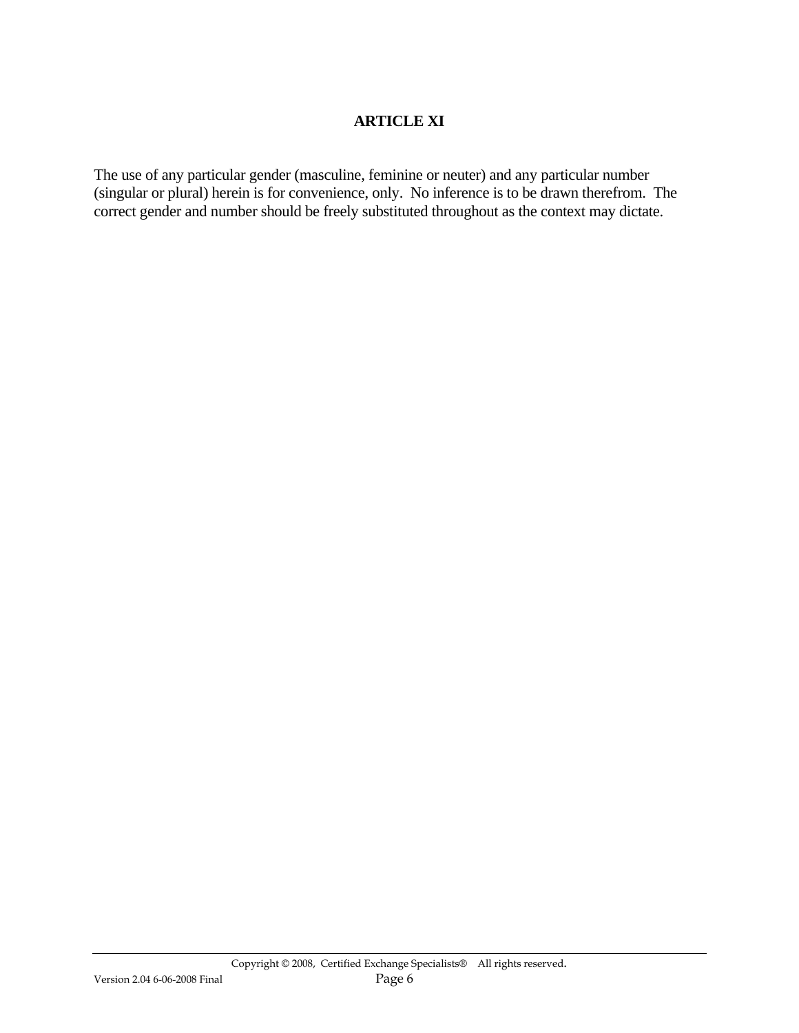## ARTICLE XI

The use of any particular gender (masculine, feminine or neuter) and any particular number (singular or plural) herein is for convenience, only. No inference is to be drawn therefrom. The correct gender and number should be freely substituted throughout as the context may dictate.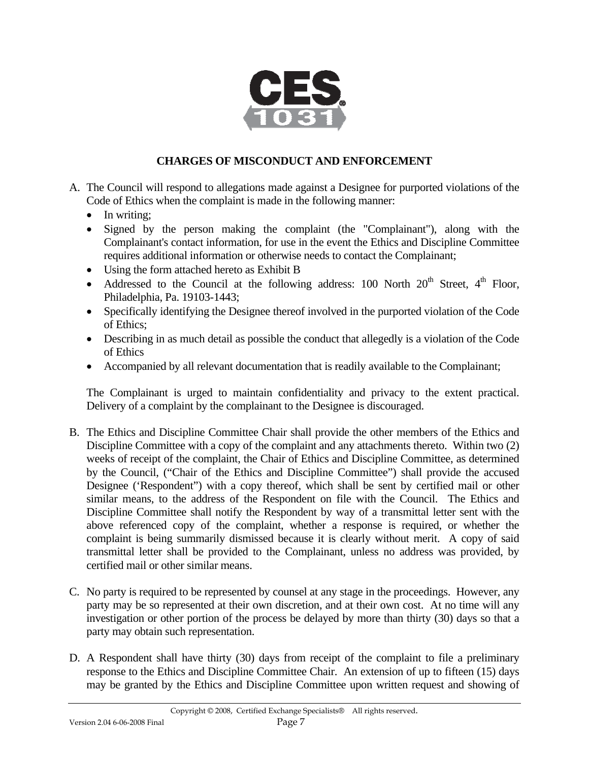## CHARGES OF MISCONDUCT AND ENFORCEMENT

A. The Council will respond to allegations made against a Designee for purported violations of the Code of Ethics when the complaint is made in the following manner:
   - In writing;
   - Signed by the person making the complaint (the "Complainant"), along with the Complainant's contact information, for use in the event the Ethics and Discipline Committee requires additional information or otherwise needs to contact the Complainant;
   - Using the form attached hereto as Exhibit B
   - Addressed to the Council at the following address: 100 North 20th Street, 4th Floor, Philadelphia, Pa. 19103-1443;
   - Specifically identifying the Designee thereof involved in the purported violation of the Code of Ethics;
   - Describing in as much detail as possible the conduct that allegedly is a violation of the Code of Ethics
   - Accompanied by all relevant documentation that is readily available to the Complainant;

   The Complainant is urged to maintain confidentiality and privacy to the extent practical. Delivery of a complaint by the complainant to the Designee is discouraged.

B. The Ethics and Discipline Committee Chair shall provide the other members of the Ethics and Discipline Committee with a copy of the complaint and any attachments thereto. Within two (2) weeks of receipt of the complaint, the Chair of Ethics and Discipline Committee, as determined by the Council, ("Chair of the Ethics and Discipline Committee") shall provide the accused Designee ('Respondent") with a copy thereof, which shall be sent by certified mail or other similar means, to the address of the Respondent on file with the Council. The Ethics and Discipline Committee shall notify the Respondent by way of a transmittal letter sent with the above referenced copy of the complaint, whether a response is required, or whether the complaint is being summarily dismissed because it is clearly without merit. A copy of said transmittal letter shall be provided to the Complainant, unless no address was provided, by certified mail or other similar means.

C. No party is required to be represented by counsel at any stage in the proceedings. However, any party may be so represented at their own discretion, and at their own cost. At no time will any investigation or other portion of the process be delayed by more than thirty (30) days so that a party may obtain such representation.

D. A Respondent shall have thirty (30) days from receipt of the complaint to file a preliminary response to the Ethics and Discipline Committee Chair. An extension of up to fifteen (15) days may be granted by the Ethics and Discipline Committee upon written request and showing of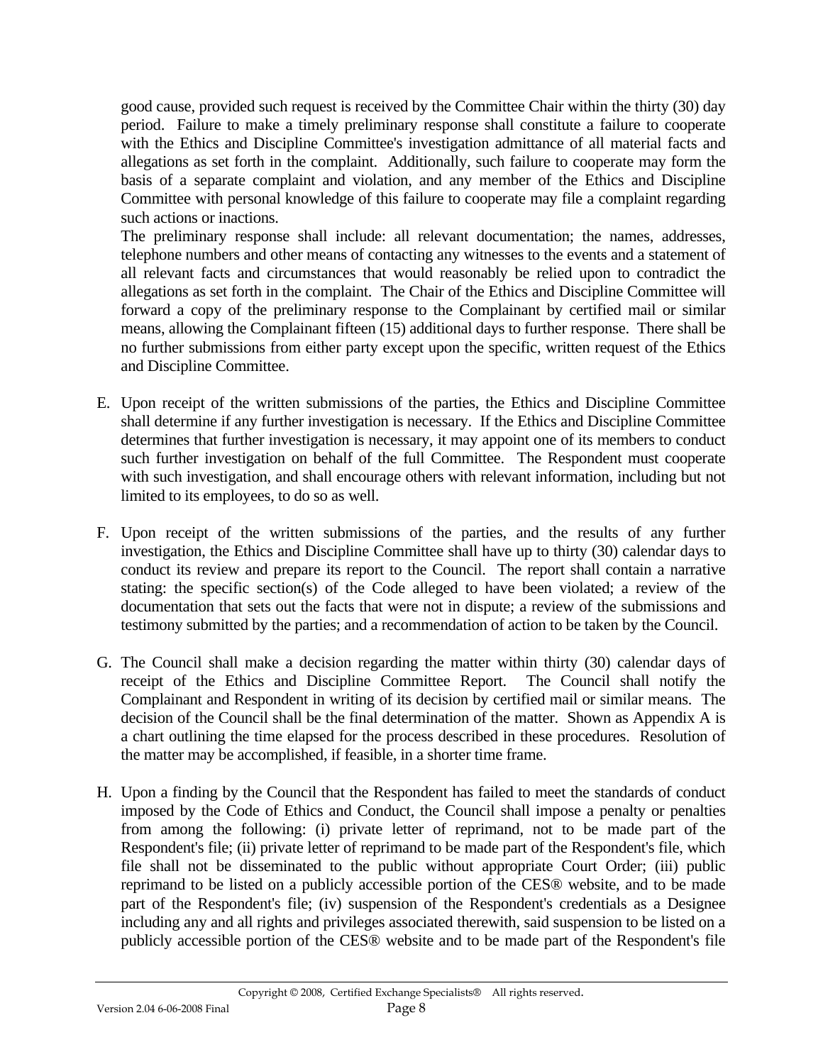good cause, provided such request is received by the Committee Chair within the thirty (30) day period. Failure to make a timely preliminary response shall constitute a failure to cooperate with the Ethics and Discipline Committee's investigation admittance of all material facts and allegations as set forth in the complaint. Additionally, such failure to cooperate may form the basis of a separate complaint and violation, and any member of the Ethics and Discipline Committee with personal knowledge of this failure to cooperate may file a complaint regarding such actions or inactions.

The preliminary response shall include: all relevant documentation; the names, addresses, telephone numbers and other means of contacting any witnesses to the events and a statement of all relevant facts and circumstances that would reasonably be relied upon to contradict the allegations as set forth in the complaint. The Chair of the Ethics and Discipline Committee will forward a copy of the preliminary response to the Complainant by certified mail or similar means, allowing the Complainant fifteen (15) additional days to further response. There shall be no further submissions from either party except upon the specific, written request of the Ethics and Discipline Committee.

E. Upon receipt of the written submissions of the parties, the Ethics and Discipline Committee shall determine if any further investigation is necessary. If the Ethics and Discipline Committee determines that further investigation is necessary, it may appoint one of its members to conduct such further investigation on behalf of the full Committee. The Respondent must cooperate with such investigation, and shall encourage others with relevant information, including but not limited to its employees, to do so as well.

F. Upon receipt of the written submissions of the parties, and the results of any further investigation, the Ethics and Discipline Committee shall have up to thirty (30) calendar days to conduct its review and prepare its report to the Council. The report shall contain a narrative stating: the specific section(s) of the Code alleged to have been violated; a review of the documentation that sets out the facts that were not in dispute; a review of the submissions and testimony submitted by the parties; and a recommendation of action to be taken by the Council.

G. The Council shall make a decision regarding the matter within thirty (30) calendar days of receipt of the Ethics and Discipline Committee Report. The Council shall notify the Complainant and Respondent in writing of its decision by certified mail or similar means. The decision of the Council shall be the final determination of the matter. Shown as Appendix A is a chart outlining the time elapsed for the process described in these procedures. Resolution of the matter may be accomplished, if feasible, in a shorter time frame.

H. Upon a finding by the Council that the Respondent has failed to meet the standards of conduct imposed by the Code of Ethics and Conduct, the Council shall impose a penalty or penalties from among the following: (i) private letter of reprimand, not to be made part of the Respondent's file; (ii) private letter of reprimand to be made part of the Respondent's file, which file shall not be disseminated to the public without appropriate Court Order; (iii) public reprimand to be listed on a publicly accessible portion of the CES® website, and to be made part of the Respondent's file; (iv) suspension of the Respondent's credentials as a Designee including any and all rights and privileges associated therewith, said suspension to be listed on a publicly accessible portion of the CES® website and to be made part of the Respondent's file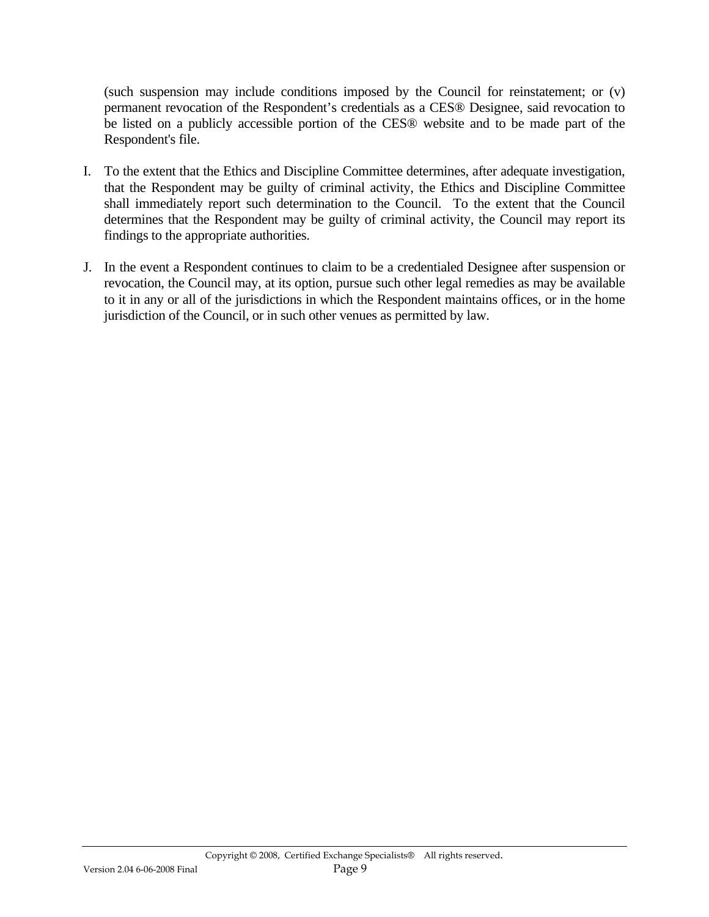(such suspension may include conditions imposed by the Council for reinstatement; or (v) permanent revocation of the Respondent's credentials as a CES® Designee, said revocation to be listed on a publicly accessible portion of the CES® website and to be made part of the Respondent's file.

I. To the extent that the Ethics and Discipline Committee determines, after adequate investigation, that the Respondent may be guilty of criminal activity, the Ethics and Discipline Committee shall immediately report such determination to the Council. To the extent that the Council determines that the Respondent may be guilty of criminal activity, the Council may report its findings to the appropriate authorities.

J. In the event a Respondent continues to claim to be a credentialed Designee after suspension or revocation, the Council may, at its option, pursue such other legal remedies as may be available to it in any or all of the jurisdictions in which the Respondent maintains offices, or in the home jurisdiction of the Council, or in such other venues as permitted by law.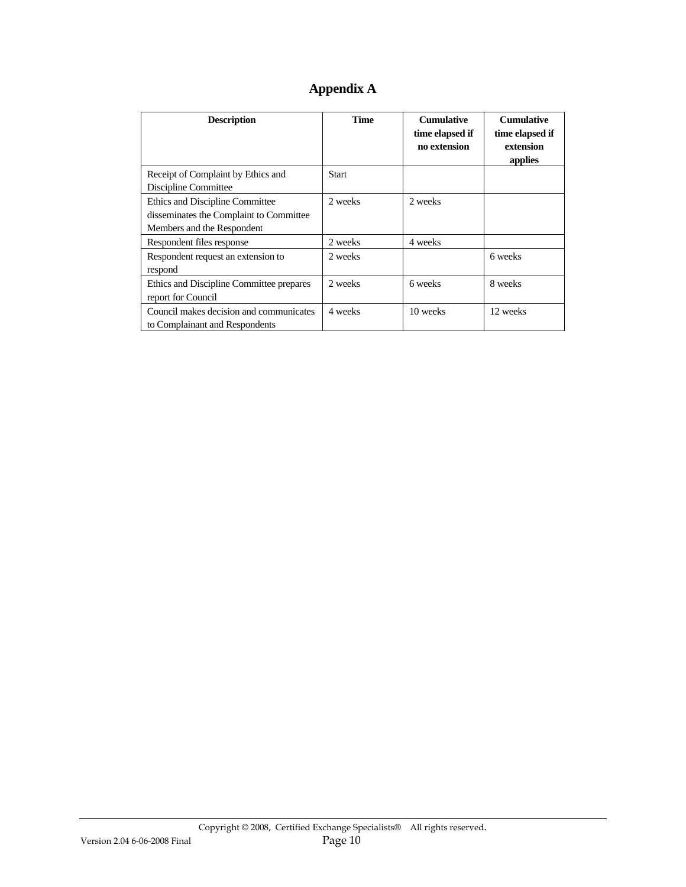# Appendix A

| Description | Time | Cumulative time elapsed if no extension | Cumulative time elapsed if extension applies |
|---|---|---|---|
| Receipt of Complaint by Ethics and Discipline Committee | Start | | |
| Ethics and Discipline Committee disseminates the Complaint to Committee Members and the Respondent | 2 weeks | 2 weeks | |
| Respondent files response | 2 weeks | 4 weeks | |
| Respondent request an extension to respond | 2 weeks | | 6 weeks |
| Ethics and Discipline Committee prepares report for Council | 2 weeks | 6 weeks | 8 weeks |
| Council makes decision and communicates to Complainant and Respondents | 4 weeks | 10 weeks | 12 weeks |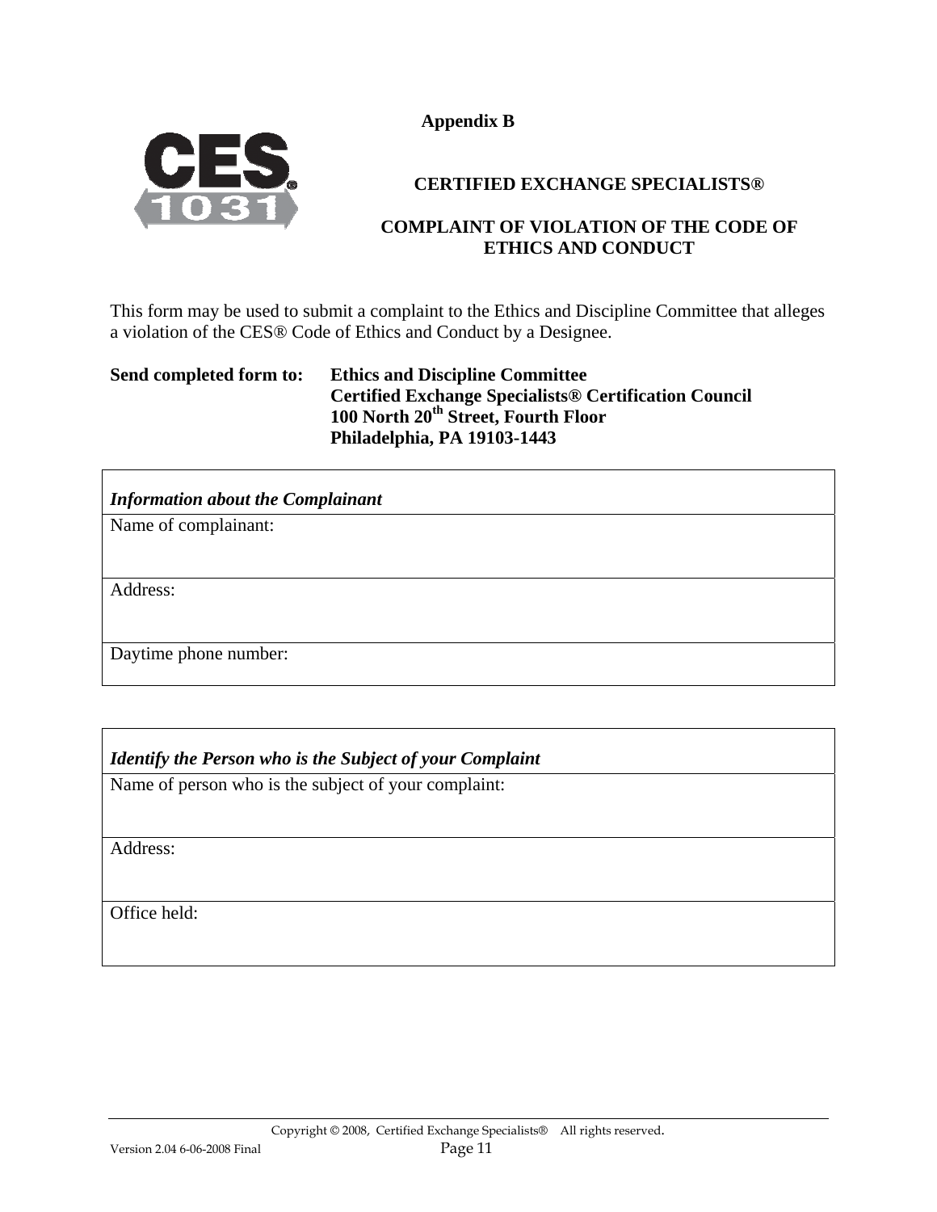**Appendix B**

**CERTIFIED EXCHANGE SPECIALISTS®**

**COMPLAINT OF VIOLATION OF THE CODE OF ETHICS AND CONDUCT**

This form may be used to submit a complaint to the Ethics and Discipline Committee that alleges a violation of the CES® Code of Ethics and Conduct by a Designee.

**Send completed form to:** **Ethics and Discipline Committee**
**Certified Exchange Specialists® Certification Council**
**100 North 20th Street, Fourth Floor**
**Philadelphia, PA 19103-1443**

| ***Information about the Complainant*** |
|---|
| Name of complainant: |
| Address: |
| Daytime phone number: |

| ***Identify the Person who is the Subject of your Complaint*** |
|---|
| Name of person who is the subject of your complaint: |
| Address: |
| Office held: |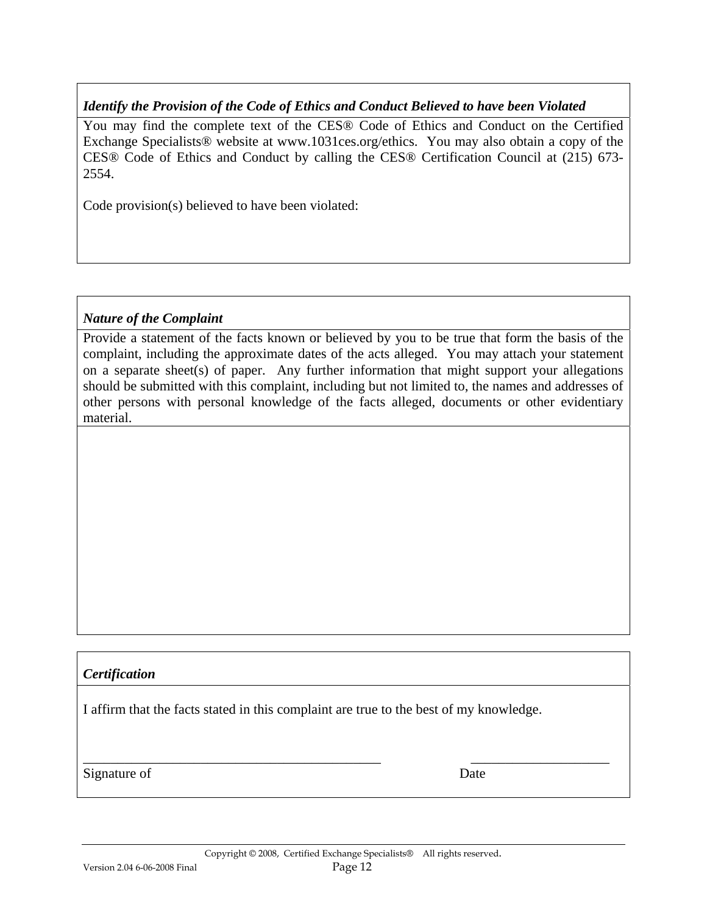### *Identify the Provision of the Code of Ethics and Conduct Believed to have been Violated*

You may find the complete text of the CES® Code of Ethics and Conduct on the Certified Exchange Specialists® website at www.1031ces.org/ethics. You may also obtain a copy of the CES® Code of Ethics and Conduct by calling the CES® Certification Council at (215) 673-2554.

Code provision(s) believed to have been violated:

### *Nature of the Complaint*

Provide a statement of the facts known or believed by you to be true that form the basis of the complaint, including the approximate dates of the acts alleged. You may attach your statement on a separate sheet(s) of paper. Any further information that might support your allegations should be submitted with this complaint, including but not limited to, the names and addresses of other persons with personal knowledge of the facts alleged, documents or other evidentiary material.

### *Certification*

I affirm that the facts stated in this complaint are true to the best of my knowledge.

\_\_\_\_\_\_\_\_\_\_\_\_\_\_\_\_\_\_\_\_\_\_\_\_\_\_\_\_\_\_\_\_\_\_\_\_\_\_\_\_\_\_\_\_ \_\_\_\_\_\_\_\_\_\_\_\_\_\_\_\_\_\_\_\_\_

Signature of Date

Copyright © 2008, Certified Exchange Specialists® All rights reserved.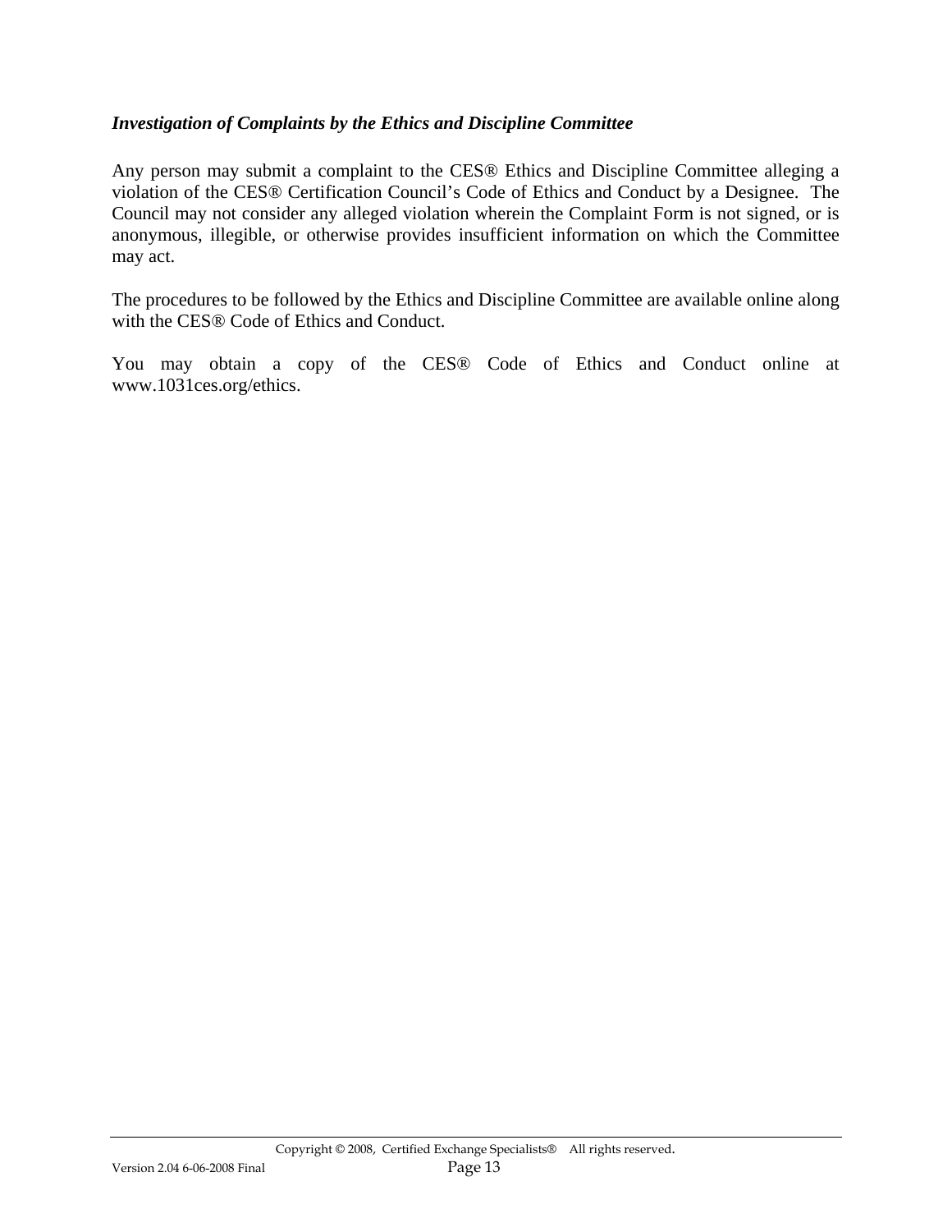### *Investigation of Complaints by the Ethics and Discipline Committee*

Any person may submit a complaint to the CES® Ethics and Discipline Committee alleging a violation of the CES® Certification Council's Code of Ethics and Conduct by a Designee. The Council may not consider any alleged violation wherein the Complaint Form is not signed, or is anonymous, illegible, or otherwise provides insufficient information on which the Committee may act.

The procedures to be followed by the Ethics and Discipline Committee are available online along with the CES® Code of Ethics and Conduct.

You may obtain a copy of the CES® Code of Ethics and Conduct online at www.1031ces.org/ethics.